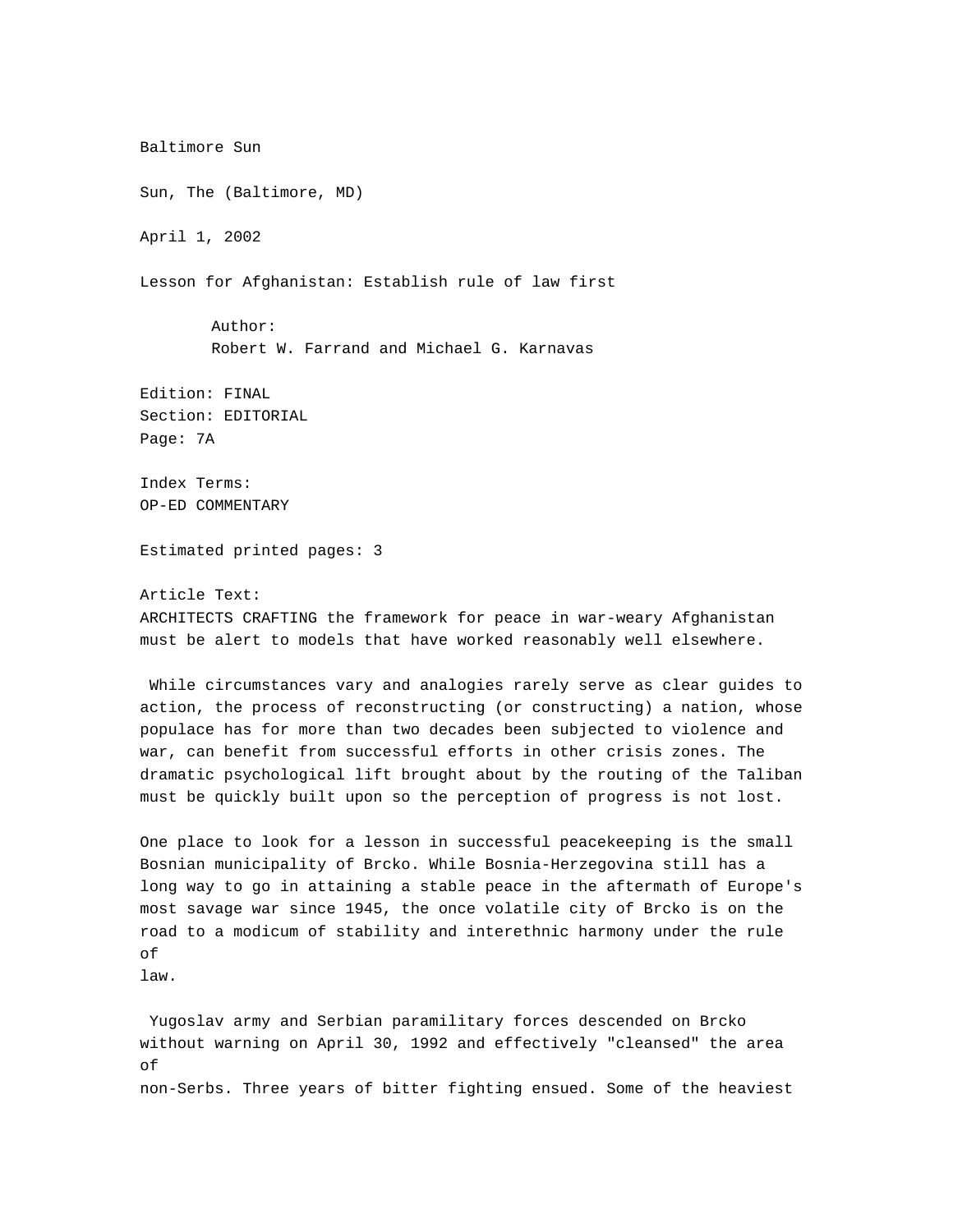Baltimore Sun

Sun, The (Baltimore, MD)

April 1, 2002

# Lesson for Afghanistan: Establish rule of law first

Author:
Robert W. Farrand and Michael G. Karnavas

Edition: FINAL
Section: EDITORIAL
Page: 7A

Index Terms:
OP-ED COMMENTARY

Estimated printed pages: 3

Article Text:

ARCHITECTS CRAFTING the framework for peace in war-weary Afghanistan must be alert to models that have worked reasonably well elsewhere.

While circumstances vary and analogies rarely serve as clear guides to action, the process of reconstructing (or constructing) a nation, whose populace has for more than two decades been subjected to violence and war, can benefit from successful efforts in other crisis zones. The dramatic psychological lift brought about by the routing of the Taliban must be quickly built upon so the perception of progress is not lost.

One place to look for a lesson in successful peacekeeping is the small Bosnian municipality of Brcko. While Bosnia-Herzegovina still has a long way to go in attaining a stable peace in the aftermath of Europe's most savage war since 1945, the once volatile city of Brcko is on the road to a modicum of stability and interethnic harmony under the rule of law.

Yugoslav army and Serbian paramilitary forces descended on Brcko without warning on April 30, 1992 and effectively "cleansed" the area of non-Serbs. Three years of bitter fighting ensued. Some of the heaviest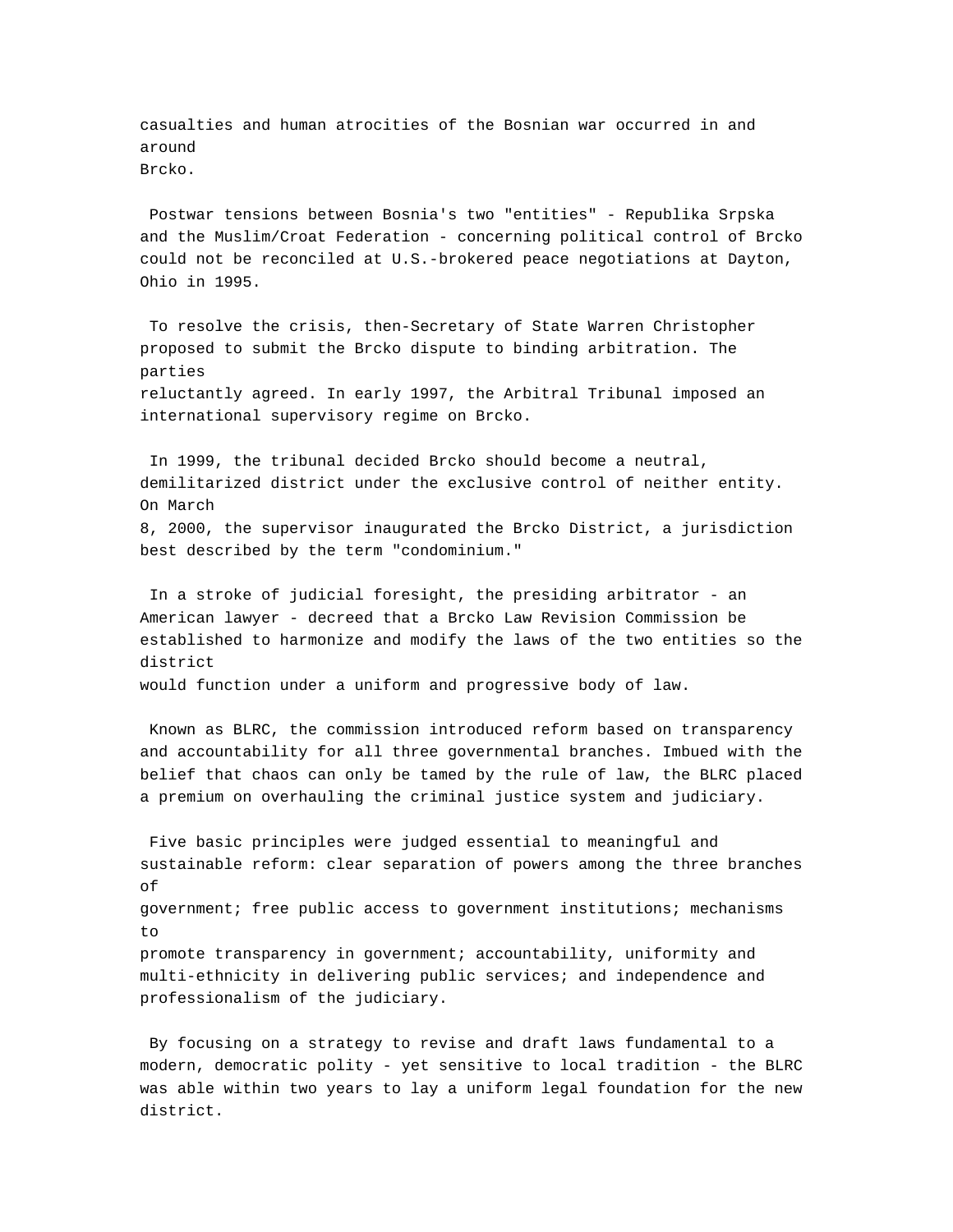casualties and human atrocities of the Bosnian war occurred in and around Brcko.

Postwar tensions between Bosnia's two "entities" - Republika Srpska and the Muslim/Croat Federation - concerning political control of Brcko could not be reconciled at U.S.-brokered peace negotiations at Dayton, Ohio in 1995.

To resolve the crisis, then-Secretary of State Warren Christopher proposed to submit the Brcko dispute to binding arbitration. The parties reluctantly agreed. In early 1997, the Arbitral Tribunal imposed an international supervisory regime on Brcko.

In 1999, the tribunal decided Brcko should become a neutral, demilitarized district under the exclusive control of neither entity. On March 8, 2000, the supervisor inaugurated the Brcko District, a jurisdiction best described by the term "condominium."

In a stroke of judicial foresight, the presiding arbitrator - an American lawyer - decreed that a Brcko Law Revision Commission be established to harmonize and modify the laws of the two entities so the district would function under a uniform and progressive body of law.

Known as BLRC, the commission introduced reform based on transparency and accountability for all three governmental branches. Imbued with the belief that chaos can only be tamed by the rule of law, the BLRC placed a premium on overhauling the criminal justice system and judiciary.

Five basic principles were judged essential to meaningful and sustainable reform: clear separation of powers among the three branches of government; free public access to government institutions; mechanisms to promote transparency in government; accountability, uniformity and multi-ethnicity in delivering public services; and independence and professionalism of the judiciary.

By focusing on a strategy to revise and draft laws fundamental to a modern, democratic polity - yet sensitive to local tradition - the BLRC was able within two years to lay a uniform legal foundation for the new district.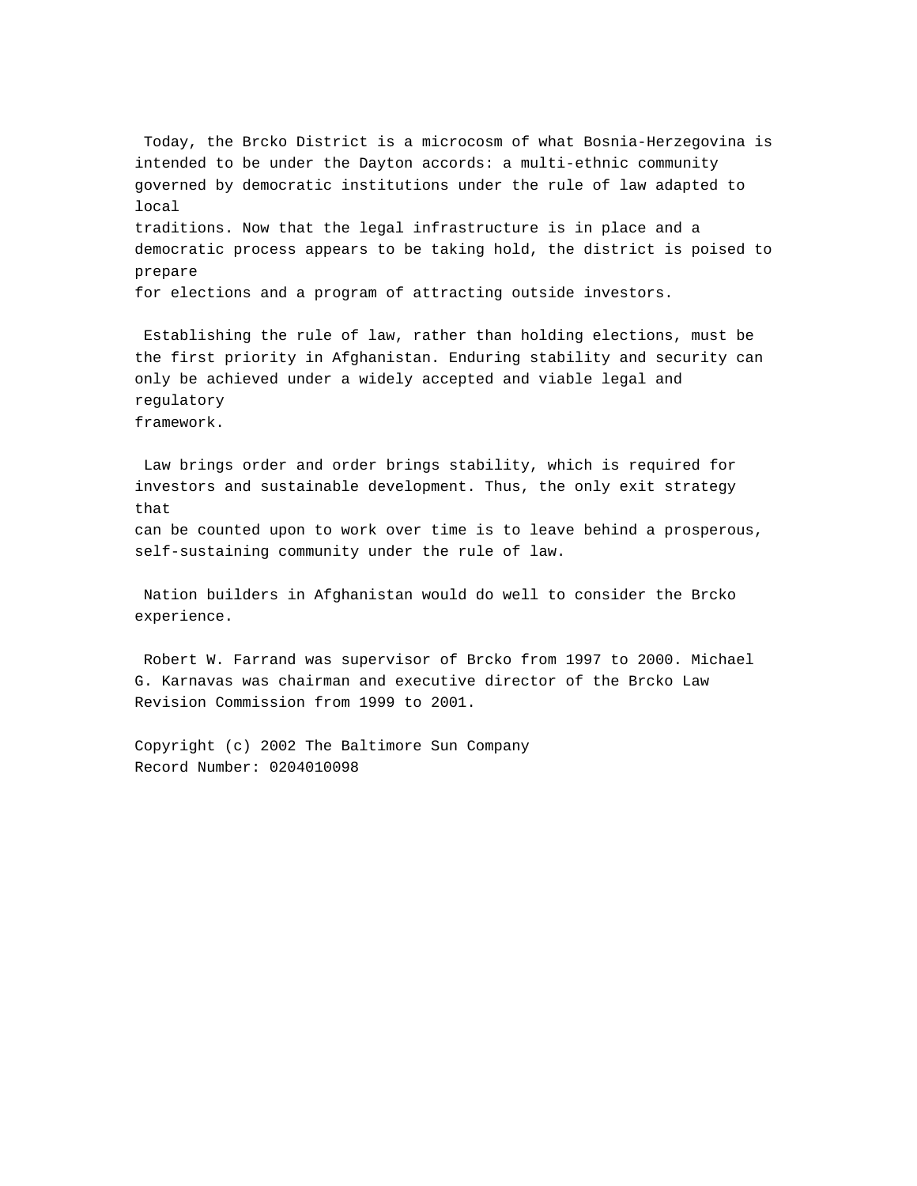Today, the Brcko District is a microcosm of what Bosnia-Herzegovina is intended to be under the Dayton accords: a multi-ethnic community governed by democratic institutions under the rule of law adapted to local traditions. Now that the legal infrastructure is in place and a democratic process appears to be taking hold, the district is poised to prepare for elections and a program of attracting outside investors.

Establishing the rule of law, rather than holding elections, must be the first priority in Afghanistan. Enduring stability and security can only be achieved under a widely accepted and viable legal and regulatory framework.

Law brings order and order brings stability, which is required for investors and sustainable development. Thus, the only exit strategy that can be counted upon to work over time is to leave behind a prosperous, self-sustaining community under the rule of law.

Nation builders in Afghanistan would do well to consider the Brcko experience.

Robert W. Farrand was supervisor of Brcko from 1997 to 2000. Michael G. Karnavas was chairman and executive director of the Brcko Law Revision Commission from 1999 to 2001.

Copyright (c) 2002 The Baltimore Sun Company
Record Number: 0204010098